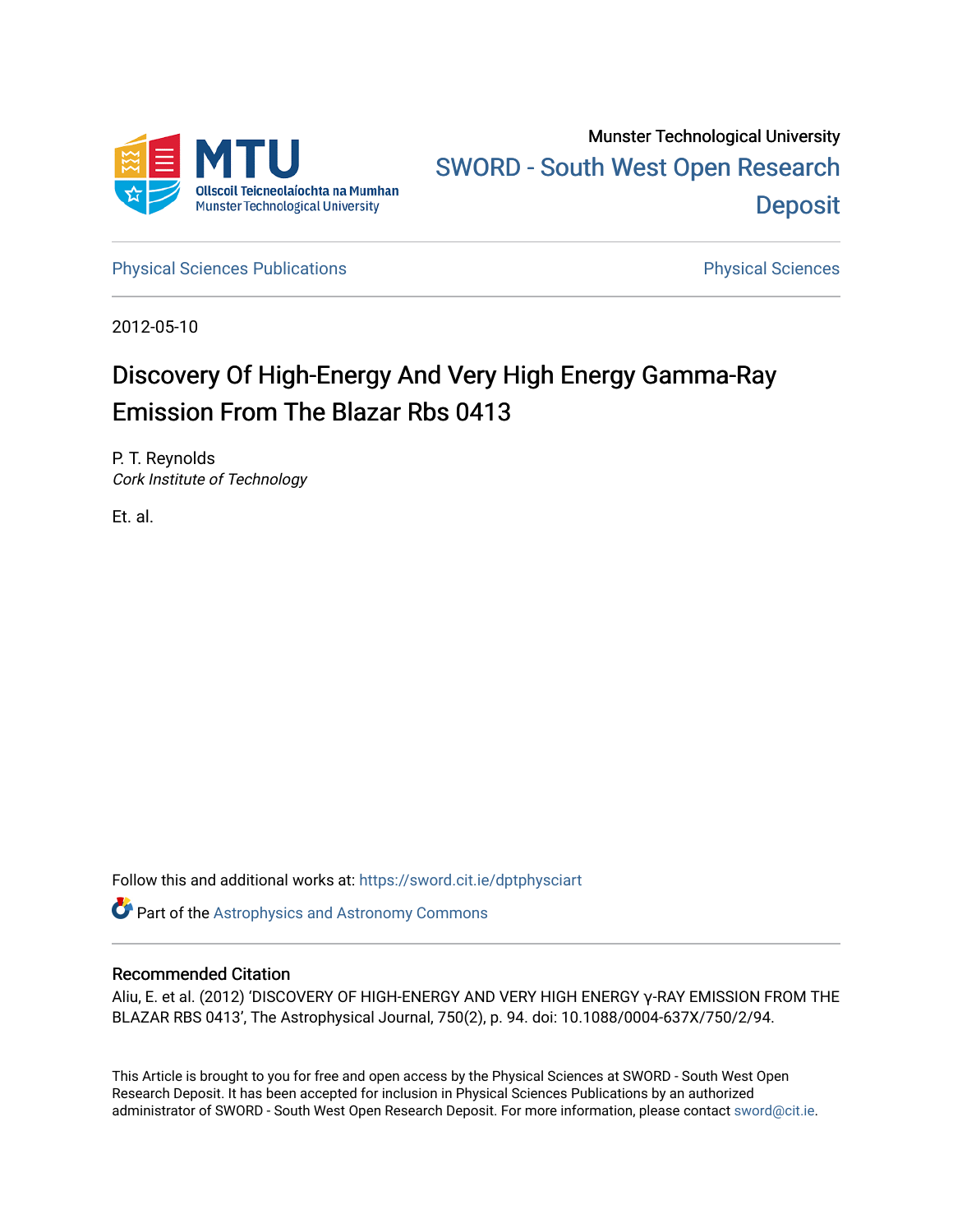Munster Technological University

SWORD - South West Open Research Deposit

Physical Sciences Publications

Physical Sciences

2012-05-10

# Discovery Of High-Energy And Very High Energy Gamma-Ray Emission From The Blazar Rbs 0413

P. T. Reynolds
*Cork Institute of Technology*

Et. al.

Follow this and additional works at: https://sword.cit.ie/dptphysciart

Part of the Astrophysics and Astronomy Commons

## Recommended Citation

Aliu, E. et al. (2012) 'DISCOVERY OF HIGH-ENERGY AND VERY HIGH ENERGY γ-RAY EMISSION FROM THE BLAZAR RBS 0413', The Astrophysical Journal, 750(2), p. 94. doi: 10.1088/0004-637X/750/2/94.

This Article is brought to you for free and open access by the Physical Sciences at SWORD - South West Open Research Deposit. It has been accepted for inclusion in Physical Sciences Publications by an authorized administrator of SWORD - South West Open Research Deposit. For more information, please contact sword@cit.ie.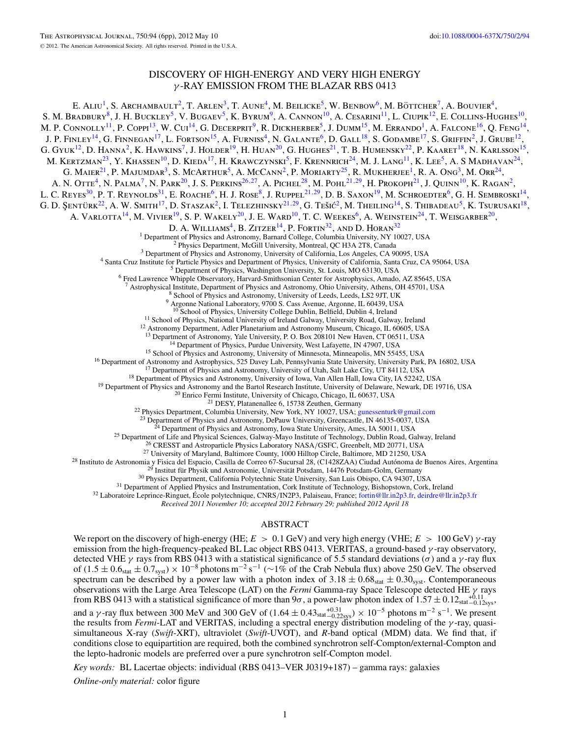# DISCOVERY OF HIGH-ENERGY AND VERY HIGH ENERGY $\gamma$-RAY EMISSION FROM THE BLAZAR RBS 0413

E. Aliu[1], S. Archambault[2], T. Arlen[3], T. Aune[4], M. Beilicke[5], W. Benbow[6], M. Böttcher[7], A. Bouvier[4], S. M. Bradbury[8], J. H. Buckley[5], V. Bugaev[5], K. Byrum[9], A. Cannon[10], A. Cesarini[11], L. Ciupik[12], E. Collins-Hughes[10], M. P. Connolly[11], P. Coppi[13], W. Cui[14], G. Decerprit[9], R. Dickherber[5], J. Dumm[15], M. Errando[1], A. Falcone[16], Q. Feng[14], J. P. Finley[14], G. Finnegan[17], L. Fortson[15], A. Furniss[4], N. Galante[6], D. Gall[18], S. Godambe[17], S. Griffin[2], J. Grube[12], G. Gyuk[12], D. Hanna[2], K. Hawkins[7], J. Holder[19], H. Huan[20], G. Hughes[21], T. B. Humensky[22], P. Kaaret[18], N. Karlsson[15], M. Kertzman[23], Y. Khassen[10], D. Kieda[17], H. Krawczynski[5], F. Krennrich[24], M. J. Lang[11], K. Lee[5], A. S Madhavan[24], G. Maier[21], P. Majumdar[3], S. McArthur[5], A. McCann[2], P. Moriarty[25], R. Mukherjee[1], R. A. Ong[3], M. Orr[24], A. N. Otte[4], N. Palma[7], N. Park[20], J. S. Perkins[26,27], A. Pichel[28], M. Pohl[21,29], H. Prokoph[21], J. Quinn[10], K. Ragan[2], L. C. Reyes[30], P. T. Reynolds[31], E. Roache[6], H. J. Rose[8], J. Ruppel[21,29], D. B. Saxon[19], M. Schroedter[6], G. H. Sembroski[14], G. D. Şentürk[22], A. W. Smith[17], D. Staszak[2], I. Telezhinsky[21,29], G. Tešić[2], M. Theiling[14], S. Thibadeau[5], K. Tsurusaki[18], A. Varlotta[14], M. Vivier[19], S. P. Wakely[20], J. E. Ward[10], T. C. Weekes[6], A. Weinstein[24], T. Weisgarber[20], D. A. Williams[4], B. Zitzer[14], P. Fortin[32], and D. Horan[32]

[1] Department of Physics and Astronomy, Barnard College, Columbia University, NY 10027, USA
[2] Physics Department, McGill University, Montreal, QC H3A 2T8, Canada
[3] Department of Physics and Astronomy, University of California, Los Angeles, CA 90095, USA
[4] Santa Cruz Institute for Particle Physics and Department of Physics, University of California, Santa Cruz, CA 95064, USA
[5] Department of Physics, Washington University, St. Louis, MO 63130, USA
[6] Fred Lawrence Whipple Observatory, Harvard-Smithsonian Center for Astrophysics, Amado, AZ 85645, USA
[7] Astrophysical Institute, Department of Physics and Astronomy, Ohio University, Athens, OH 45701, USA
[8] School of Physics and Astronomy, University of Leeds, Leeds, LS2 9JT, UK
[9] Argonne National Laboratory, 9700 S. Cass Avenue, Argonne, IL 60439, USA
[10] School of Physics, University College Dublin, Belfield, Dublin 4, Ireland
[11] School of Physics, National University of Ireland Galway, University Road, Galway, Ireland
[12] Astronomy Department, Adler Planetarium and Astronomy Museum, Chicago, IL 60605, USA
[13] Department of Astronomy, Yale University, P. O. Box 208101 New Haven, CT 06511, USA
[14] Department of Physics, Purdue University, West Lafayette, IN 47907, USA
[15] School of Physics and Astronomy, University of Minnesota, Minneapolis, MN 55455, USA
[16] Department of Astronomy and Astrophysics, 525 Davey Lab, Pennsylvania State University, University Park, PA 16802, USA
[17] Department of Physics and Astronomy, University of Utah, Salt Lake City, UT 84112, USA
[18] Department of Physics and Astronomy, University of Iowa, Van Allen Hall, Iowa City, IA 52242, USA
[19] Department of Physics and Astronomy and the Bartol Research Institute, University of Delaware, Newark, DE 19716, USA
[20] Enrico Fermi Institute, University of Chicago, Chicago, IL 60637, USA
[21] DESY, Platanenallee 6, 15738 Zeuthen, Germany
[22] Physics Department, Columbia University, New York, NY 10027, USA; gunessenturk@gmail.com
[23] Department of Physics and Astronomy, DePauw University, Greencastle, IN 46135-0037, USA
[24] Department of Physics and Astronomy, Iowa State University, Ames, IA 50011, USA
[25] Department of Life and Physical Sciences, Galway-Mayo Institute of Technology, Dublin Road, Galway, Ireland
[26] CRESST and Astroparticle Physics Laboratory NASA/GSFC, Greenbelt, MD 20771, USA
[27] University of Maryland, Baltimore County, 1000 Hilltop Circle, Baltimore, MD 21250, USA
[28] Instituto de Astronomia y Fisica del Espacio, Casilla de Correo 67-Sucursal 28, (C1428ZAA) Ciudad Autónoma de Buenos Aires, Argentina
[29] Institut für Physik und Astronomie, Universität Potsdam, 14476 Potsdam-Golm, Germany
[30] Physics Department, California Polytechnic State University, San Luis Obispo, CA 94307, USA
[31] Department of Applied Physics and Instrumentation, Cork Institute of Technology, Bishopstown, Cork, Ireland
[32] Laboratoire Leprince-Ringuet, École polytechnique, CNRS/IN2P3, Palaiseau, France; fortin@llr.in2p3.fr, deirdre@llr.in2p3.fr

*Received 2011 November 10; accepted 2012 February 29; published 2012 April 18*

## ABSTRACT

We report on the discovery of high-energy (HE; $E > 0.1$ GeV) and very high energy (VHE; $E > 100$ GeV) $\gamma$-ray emission from the high-frequency-peaked BL Lac object RBS 0413. VERITAS, a ground-based $\gamma$-ray observatory, detected VHE $\gamma$ rays from RBS 0413 with a statistical significance of 5.5 standard deviations ($\sigma$) and a $\gamma$-ray flux of $(1.5 \pm 0.6_{\rm stat} \pm 0.7_{\rm syst}) \times 10^{-8}$ photons m$^{-2}$ s$^{-1}$ ($\sim$1% of the Crab Nebula flux) above 250 GeV. The observed spectrum can be described by a power law with a photon index of $3.18 \pm 0.68_{\rm stat} \pm 0.30_{\rm syst}$. Contemporaneous observations with the Large Area Telescope (LAT) on the *Fermi* Gamma-ray Space Telescope detected HE $\gamma$ rays from RBS 0413 with a statistical significance of more than 9$\sigma$, a power-law photon index of $1.57 \pm 0.12_{\rm stat}{}^{+0.11}_{-0.12\,\rm sys}$, and a $\gamma$-ray flux between 300 MeV and 300 GeV of $(1.64 \pm 0.43_{\rm stat}{}^{+0.31}_{-0.22\,\rm sys}) \times 10^{-5}$ photons m$^{-2}$ s$^{-1}$. We present the results from *Fermi*-LAT and VERITAS, including a spectral energy distribution modeling of the $\gamma$-ray, quasi-simultaneous X-ray (*Swift*-XRT), ultraviolet (*Swift*-UVOT), and *R*-band optical (MDM) data. We find that, if conditions close to equipartition are required, both the combined synchrotron self-Compton/external-Compton and the lepto-hadronic models are preferred over a pure synchrotron self-Compton model.

*Key words:* BL Lacertae objects: individual (RBS 0413–VER J0319+187) – gamma rays: galaxies

*Online-only material:* color figure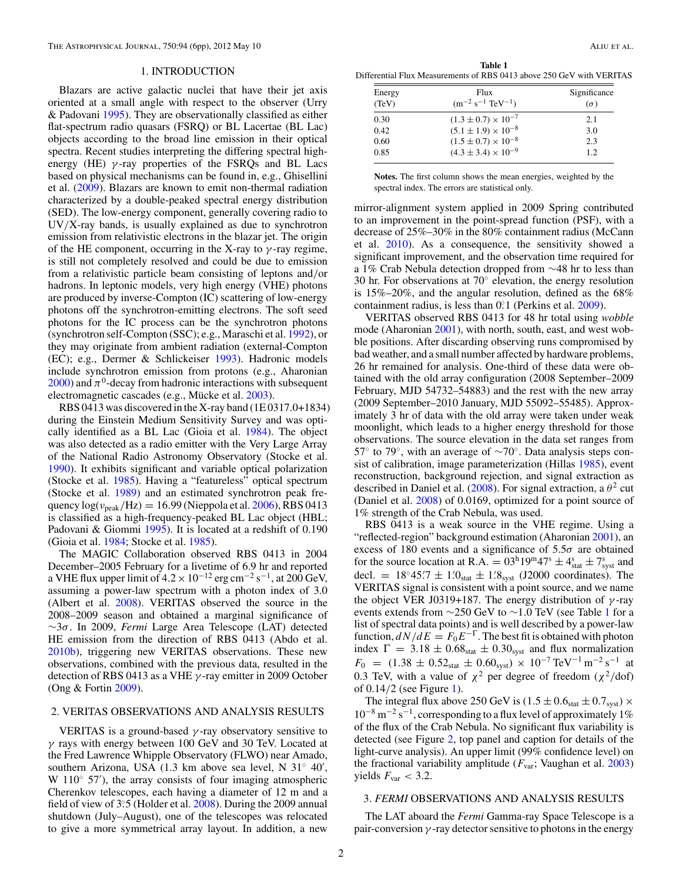## 1. INTRODUCTION

Blazars are active galactic nuclei that have their jet axis oriented at a small angle with respect to the observer (Urry & Padovani 1995). They are observationally classified as either flat-spectrum radio quasars (FSRQ) or BL Lacertae (BL Lac) objects according to the broad line emission in their optical spectra. Recent studies interpreting the differing spectral high-energy (HE) $\gamma$-ray properties of the FSRQs and BL Lacs based on physical mechanisms can be found in, e.g., Ghisellini et al. (2009). Blazars are known to emit non-thermal radiation characterized by a double-peaked spectral energy distribution (SED). The low-energy component, generally covering radio to UV/X-ray bands, is usually explained as due to synchrotron emission from relativistic electrons in the blazar jet. The origin of the HE component, occurring in the X-ray to $\gamma$-ray regime, is still not completely resolved and could be due to emission from a relativistic particle beam consisting of leptons and/or hadrons. In leptonic models, very high energy (VHE) photons are produced by inverse-Compton (IC) scattering of low-energy photons off the synchrotron-emitting electrons. The soft seed photons for the IC process can be the synchrotron photons (synchrotron self-Compton (SSC); e.g., Maraschi et al. 1992), or they may originate from ambient radiation (external-Compton (EC); e.g., Dermer & Schlickeiser 1993). Hadronic models include synchrotron emission from protons (e.g., Aharonian 2000) and $\pi^0$-decay from hadronic interactions with subsequent electromagnetic cascades (e.g., Mücke et al. 2003).

RBS 0413 was discovered in the X-ray band (1E 0317.0+1834) during the Einstein Medium Sensitivity Survey and was optically identified as a BL Lac (Gioia et al. 1984). The object was also detected as a radio emitter with the Very Large Array of the National Radio Astronomy Observatory (Stocke et al. 1990). It exhibits significant and variable optical polarization (Stocke et al. 1985). Having a "featureless" optical spectrum (Stocke et al. 1989) and an estimated synchrotron peak frequency $\log(\nu_{\rm peak}/{\rm Hz}) = 16.99$ (Nieppola et al. 2006), RBS 0413 is classified as a high-frequency-peaked BL Lac object (HBL; Padovani & Giommi 1995). It is located at a redshift of 0.190 (Gioia et al. 1984; Stocke et al. 1985).

The MAGIC Collaboration observed RBS 0413 in 2004 December–2005 February for a livetime of 6.9 hr and reported a VHE flux upper limit of $4.2 \times 10^{-12}$ erg cm$^{-2}$ s$^{-1}$, at 200 GeV, assuming a power-law spectrum with a photon index of 3.0 (Albert et al. 2008). VERITAS observed the source in the 2008–2009 season and obtained a marginal significance of $\sim$3$\sigma$. In 2009, *Fermi* Large Area Telescope (LAT) detected HE emission from the direction of RBS 0413 (Abdo et al. 2010b), triggering new VERITAS observations. These new observations, combined with the previous data, resulted in the detection of RBS 0413 as a VHE $\gamma$-ray emitter in 2009 October (Ong & Fortin 2009).

## 2. VERITAS OBSERVATIONS AND ANALYSIS RESULTS

VERITAS is a ground-based $\gamma$-ray observatory sensitive to $\gamma$ rays with energy between 100 GeV and 30 TeV. Located at the Fred Lawrence Whipple Observatory (FLWO) near Amado, southern Arizona, USA (1.3 km above sea level, N 31° 40′, W 110° 57′), the array consists of four imaging atmospheric Cherenkov telescopes, each having a diameter of 12 m and a field of view of 3°.5 (Holder et al. 2008). During the 2009 annual shutdown (July–August), one of the telescopes was relocated to give a more symmetrical array layout. In addition, a new mirror-alignment system applied in 2009 Spring contributed to an improvement in the point-spread function (PSF), with a decrease of 25%–30% in the 80% containment radius (McCann et al. 2010). As a consequence, the sensitivity showed a significant improvement, and the observation time required for a 1% Crab Nebula detection dropped from $\sim$48 hr to less than 30 hr. For observations at 70° elevation, the energy resolution is 15%–20%, and the angular resolution, defined as the 68% containment radius, is less than 0°.1 (Perkins et al. 2009).

**Table 1**
Differential Flux Measurements of RBS 0413 above 250 GeV with VERITAS

| Energy (TeV) | Flux (m$^{-2}$ s$^{-1}$ TeV$^{-1}$) | Significance ($\sigma$) |
|---|---|---|
| 0.30 | $(1.3 \pm 0.7) \times 10^{-7}$ | 2.1 |
| 0.42 | $(5.1 \pm 1.9) \times 10^{-8}$ | 3.0 |
| 0.60 | $(1.5 \pm 0.7) \times 10^{-8}$ | 2.3 |
| 0.85 | $(4.3 \pm 3.4) \times 10^{-9}$ | 1.2 |

**Notes.** The first column shows the mean energies, weighted by the spectral index. The errors are statistical only.

VERITAS observed RBS 0413 for 48 hr total using *wobble* mode (Aharonian 2001), with north, south, east, and west wobble positions. After discarding observing runs compromised by bad weather, and a small number affected by hardware problems, 26 hr remained for analysis. One-third of these data were obtained with the old array configuration (2008 September–2009 February, MJD 54732–54883) and the rest with the new array (2009 September–2010 January, MJD 55092–55485). Approximately 3 hr of data with the old array were taken under weak moonlight, which leads to a higher energy threshold for those observations. The source elevation in the data set ranges from 57° to 79°, with an average of $\sim$70°. Data analysis steps consist of calibration, image parameterization (Hillas 1985), event reconstruction, background rejection, and signal extraction as described in Daniel et al. (2008). For signal extraction, a $\theta^2$ cut (Daniel et al. 2008) of 0.0169, optimized for a point source of 1% strength of the Crab Nebula, was used.

RBS 0413 is a weak source in the VHE regime. Using a "reflected-region" background estimation (Aharonian 2001), an excess of 180 events and a significance of 5.5$\sigma$ are obtained for the source location at R.A. $= 03^{\rm h}19^{\rm m}47^{\rm s} \pm 4^{\rm s}_{\rm stat} \pm 7^{\rm s}_{\rm syst}$ and decl. $= 18°45'.7 \pm 1'.0_{\rm stat} \pm 1'.8_{\rm syst}$ (J2000 coordinates). The VERITAS signal is consistent with a point source, and we name the object VER J0319+187. The energy distribution of $\gamma$-ray events extends from $\sim$250 GeV to $\sim$1.0 TeV (see Table 1 for a list of spectral data points) and is well described by a power-law function, $dN/dE = F_0 E^{-\Gamma}$. The best fit is obtained with photon index $\Gamma = 3.18 \pm 0.68_{\rm stat} \pm 0.30_{\rm syst}$ and flux normalization $F_0 = (1.38 \pm 0.52_{\rm stat} \pm 0.60_{\rm syst}) \times 10^{-7}$ TeV$^{-1}$ m$^{-2}$ s$^{-1}$ at 0.3 TeV, with a value of $\chi^2$ per degree of freedom ($\chi^2$/dof) of 0.14/2 (see Figure 1).

The integral flux above 250 GeV is $(1.5 \pm 0.6_{\rm stat} \pm 0.7_{\rm syst}) \times 10^{-8}$ m$^{-2}$ s$^{-1}$, corresponding to a flux level of approximately 1% of the flux of the Crab Nebula. No significant flux variability is detected (see Figure 2, top panel and caption for details of the light-curve analysis). An upper limit (99% confidence level) on the fractional variability amplitude ($F_{\rm var}$; Vaughan et al. 2003) yields $F_{\rm var} < 3.2$.

## 3. *FERMI* OBSERVATIONS AND ANALYSIS RESULTS

The LAT aboard the *Fermi* Gamma-ray Space Telescope is a pair-conversion $\gamma$-ray detector sensitive to photons in the energy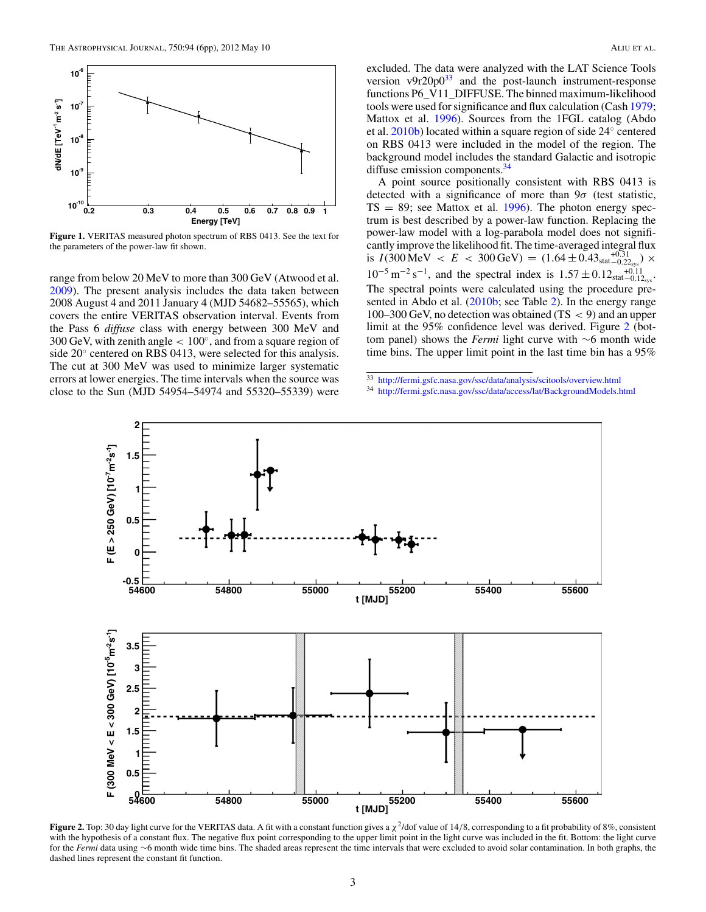**Figure 1.** VERITAS measured photon spectrum of RBS 0413. See the text for the parameters of the power-law fit shown.

range from below 20 MeV to more than 300 GeV (Atwood et al. 2009). The present analysis includes the data taken between 2008 August 4 and 2011 January 4 (MJD 54682–55565), which covers the entire VERITAS observation interval. Events from the Pass 6 *diffuse* class with energy between 300 MeV and 300 GeV, with zenith angle $< 100°$, and from a square region of side 20° centered on RBS 0413, were selected for this analysis. The cut at 300 MeV was used to minimize larger systematic errors at lower energies. The time intervals when the source was close to the Sun (MJD 54954–54974 and 55320–55339) were excluded. The data were analyzed with the LAT Science Tools version v9r20p0[33] and the post-launch instrument-response functions P6_V11_DIFFUSE. The binned maximum-likelihood tools were used for significance and flux calculation (Cash 1979; Mattox et al. 1996). Sources from the 1FGL catalog (Abdo et al. 2010b) located within a square region of side 24° centered on RBS 0413 were included in the model of the region. The background model includes the standard Galactic and isotropic diffuse emission components.[34]

A point source positionally consistent with RBS 0413 is detected with a significance of more than 9$\sigma$ (test statistic, TS = 89; see Mattox et al. 1996). The photon energy spectrum is best described by a power-law function. Replacing the power-law model with a log-parabola model does not significantly improve the likelihood fit. The time-averaged integral flux is $I(300\,\text{MeV} < E < 300\,\text{GeV}) = (1.64 \pm 0.43_{\text{stat}}{}^{+0.31}_{-0.22_{\text{sys}}}) \times 10^{-5}\,\text{m}^{-2}\,\text{s}^{-1}$, and the spectral index is $1.57 \pm 0.12_{\text{stat}}{}^{+0.11}_{-0.12_{\text{sys}}}$. The spectral points were calculated using the procedure presented in Abdo et al. (2010b; see Table 2). In the energy range 100–300 GeV, no detection was obtained (TS $< 9$) and an upper limit at the 95% confidence level was derived. Figure 2 (bottom panel) shows the *Fermi* light curve with ~6 month wide time bins. The upper limit point in the last time bin has a 95%

[33] http://fermi.gsfc.nasa.gov/ssc/data/analysis/scitools/overview.html

[34] http://fermi.gsfc.nasa.gov/ssc/data/access/lat/BackgroundModels.html

**Figure 2.** Top: 30 day light curve for the VERITAS data. A fit with a constant function gives a $\chi^2$/dof value of 14/8, corresponding to a fit probability of 8%, consistent with the hypothesis of a constant flux. The negative flux point corresponding to the upper limit point in the light curve was included in the fit. Bottom: the light curve for the *Fermi* data using ~6 month wide time bins. The shaded areas represent the time intervals that were excluded to avoid solar contamination. In both graphs, the dashed lines represent the constant fit function.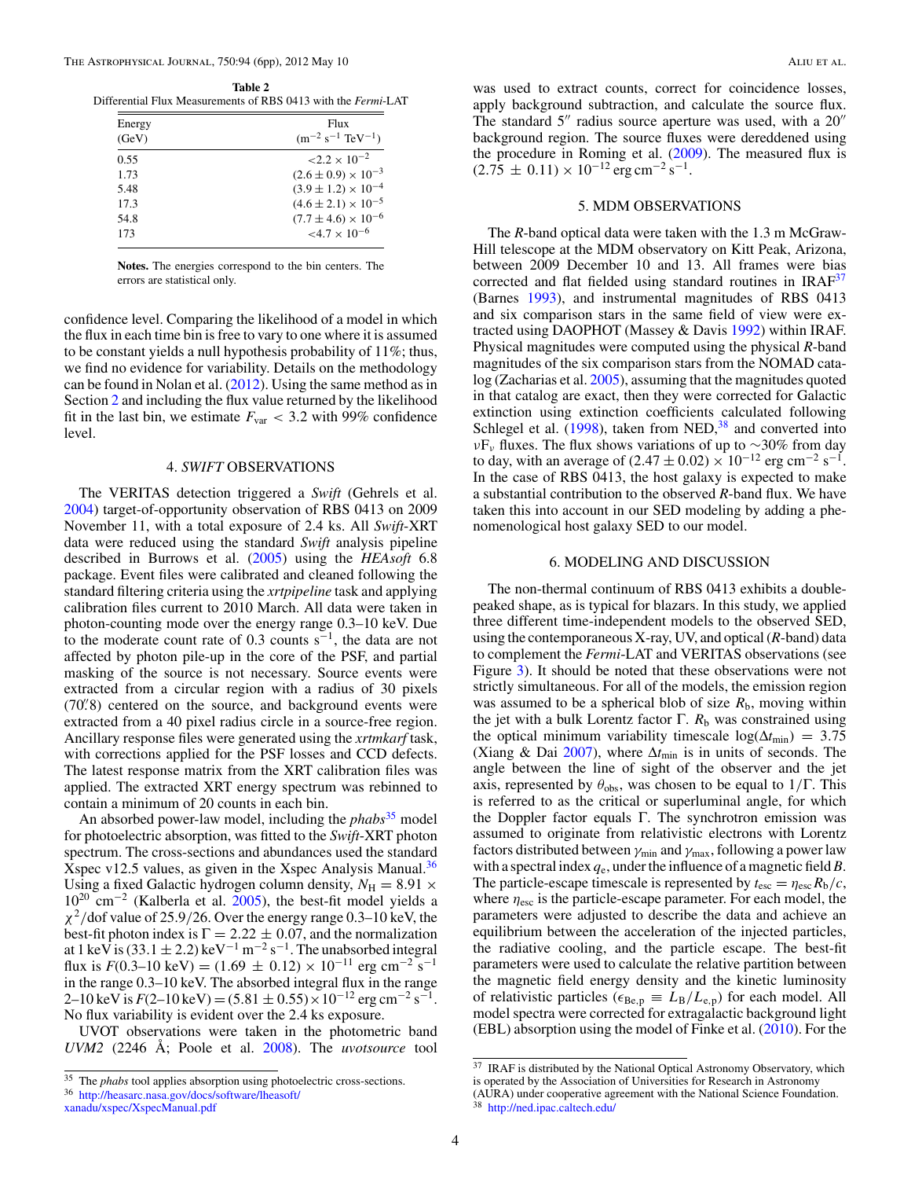**Table 2**
Differential Flux Measurements of RBS 0413 with the *Fermi*-LAT

| Energy (GeV) | Flux ($m^{-2}$ $s^{-1}$ $TeV^{-1}$) |
|---|---|
| 0.55 | $<2.2 \times 10^{-2}$ |
| 1.73 | $(2.6 \pm 0.9) \times 10^{-3}$ |
| 5.48 | $(3.9 \pm 1.2) \times 10^{-4}$ |
| 17.3 | $(4.6 \pm 2.1) \times 10^{-5}$ |
| 54.8 | $(7.7 \pm 4.6) \times 10^{-6}$ |
| 173 | $<4.7 \times 10^{-6}$ |

**Notes.** The energies correspond to the bin centers. The errors are statistical only.

confidence level. Comparing the likelihood of a model in which the flux in each time bin is free to vary to one where it is assumed to be constant yields a null hypothesis probability of 11%; thus, we find no evidence for variability. Details on the methodology can be found in Nolan et al. (2012). Using the same method as in Section 2 and including the flux value returned by the likelihood fit in the last bin, we estimate $F_{\rm var} < 3.2$ with 99% confidence level.

## 4. *SWIFT* OBSERVATIONS

The VERITAS detection triggered a *Swift* (Gehrels et al. 2004) target-of-opportunity observation of RBS 0413 on 2009 November 11, with a total exposure of 2.4 ks. All *Swift*-XRT data were reduced using the standard *Swift* analysis pipeline described in Burrows et al. (2005) using the *HEAsoft* 6.8 package. Event files were calibrated and cleaned following the standard filtering criteria using the *xrtpipeline* task and applying calibration files current to 2010 March. All data were taken in photon-counting mode over the energy range 0.3–10 keV. Due to the moderate count rate of 0.3 counts $s^{-1}$, the data are not affected by photon pile-up in the core of the PSF, and partial masking of the source is not necessary. Source events were extracted from a circular region with a radius of 30 pixels (70.″8) centered on the source, and background events were extracted from a 40 pixel radius circle in a source-free region. Ancillary response files were generated using the *xrtmkarf* task, with corrections applied for the PSF losses and CCD defects. The latest response matrix from the XRT calibration files was applied. The extracted XRT energy spectrum was rebinned to contain a minimum of 20 counts in each bin.

An absorbed power-law model, including the *phabs*[35] model for photoelectric absorption, was fitted to the *Swift*-XRT photon spectrum. The cross-sections and abundances used the standard Xspec v12.5 values, as given in the Xspec Analysis Manual.[36] Using a fixed Galactic hydrogen column density, $N_{\rm H} = 8.91 \times 10^{20}$ $cm^{-2}$ (Kalberla et al. 2005), the best-fit model yields a $\chi^2$/dof value of 25.9/26. Over the energy range 0.3–10 keV, the best-fit photon index is $\Gamma = 2.22 \pm 0.07$, and the normalization at 1 keV is $(33.1 \pm 2.2)$ $keV^{-1}$ $m^{-2}$ $s^{-1}$. The unabsorbed integral flux is $F(0.3\text{–}10\ \text{keV}) = (1.69 \pm 0.12) \times 10^{-11}$ erg $cm^{-2}$ $s^{-1}$ in the range 0.3–10 keV. The absorbed integral flux in the range 2–10 keV is $F(2\text{–}10\ \text{keV}) = (5.81 \pm 0.55) \times 10^{-12}$ erg $cm^{-2}$ $s^{-1}$. No flux variability is evident over the 2.4 ks exposure.

UVOT observations were taken in the photometric band *UVM2* (2246 Å; Poole et al. 2008). The *uvotsource* tool was used to extract counts, correct for coincidence losses, apply background subtraction, and calculate the source flux. The standard 5″ radius source aperture was used, with a 20″ background region. The source fluxes were dereddened using the procedure in Roming et al. (2009). The measured flux is $(2.75 \pm 0.11) \times 10^{-12}$ erg $cm^{-2}$ $s^{-1}$.

[35] The *phabs* tool applies absorption using photoelectric cross-sections.

[36] http://heasarc.nasa.gov/docs/software/lheasoft/xanadu/xspec/XspecManual.pdf

## 5. MDM OBSERVATIONS

The *R*-band optical data were taken with the 1.3 m McGraw-Hill telescope at the MDM observatory on Kitt Peak, Arizona, between 2009 December 10 and 13. All frames were bias corrected and flat fielded using standard routines in IRAF[37] (Barnes 1993), and instrumental magnitudes of RBS 0413 and six comparison stars in the same field of view were extracted using DAOPHOT (Massey & Davis 1992) within IRAF. Physical magnitudes were computed using the physical *R*-band magnitudes of the six comparison stars from the NOMAD catalog (Zacharias et al. 2005), assuming that the magnitudes quoted in that catalog are exact, then they were corrected for Galactic extinction using extinction coefficients calculated following Schlegel et al. (1998), taken from NED,[38] and converted into $\nu F_\nu$ fluxes. The flux shows variations of up to ∼30% from day to day, with an average of $(2.47 \pm 0.02) \times 10^{-12}$ erg $cm^{-2}$ $s^{-1}$. In the case of RBS 0413, the host galaxy is expected to make a substantial contribution to the observed *R*-band flux. We have taken this into account in our SED modeling by adding a phenomenological host galaxy SED to our model.

## 6. MODELING AND DISCUSSION

The non-thermal continuum of RBS 0413 exhibits a double-peaked shape, as is typical for blazars. In this study, we applied three different time-independent models to the observed SED, using the contemporaneous X-ray, UV, and optical (*R*-band) data to complement the *Fermi*-LAT and VERITAS observations (see Figure 3). It should be noted that these observations were not strictly simultaneous. For all of the models, the emission region was assumed to be a spherical blob of size $R_{\rm b}$, moving within the jet with a bulk Lorentz factor Γ. $R_{\rm b}$ was constrained using the optical minimum variability timescale $\log(\Delta t_{\rm min}) = 3.75$ (Xiang & Dai 2007), where $\Delta t_{\rm min}$ is in units of seconds. The angle between the line of sight of the observer and the jet axis, represented by $\theta_{\rm obs}$, was chosen to be equal to $1/\Gamma$. This is referred to as the critical or superluminal angle, for which the Doppler factor equals Γ. The synchrotron emission was assumed to originate from relativistic electrons with Lorentz factors distributed between $\gamma_{\rm min}$ and $\gamma_{\rm max}$, following a power law with a spectral index $q_e$, under the influence of a magnetic field $B$. The particle-escape timescale is represented by $t_{\rm esc} = \eta_{\rm esc} R_{\rm b}/c$, where $\eta_{\rm esc}$ is the particle-escape parameter. For each model, the parameters were adjusted to describe the data and achieve an equilibrium between the acceleration of the injected particles, the radiative cooling, and the particle escape. The best-fit parameters were used to calculate the relative partition between the magnetic field energy density and the kinetic luminosity of relativistic particles ($\epsilon_{\rm Be,p} \equiv L_{\rm B}/L_{\rm e,p}$) for each model. All model spectra were corrected for extragalactic background light (EBL) absorption using the model of Finke et al. (2010). For the

[37] IRAF is distributed by the National Optical Astronomy Observatory, which is operated by the Association of Universities for Research in Astronomy (AURA) under cooperative agreement with the National Science Foundation.

[38] http://ned.ipac.caltech.edu/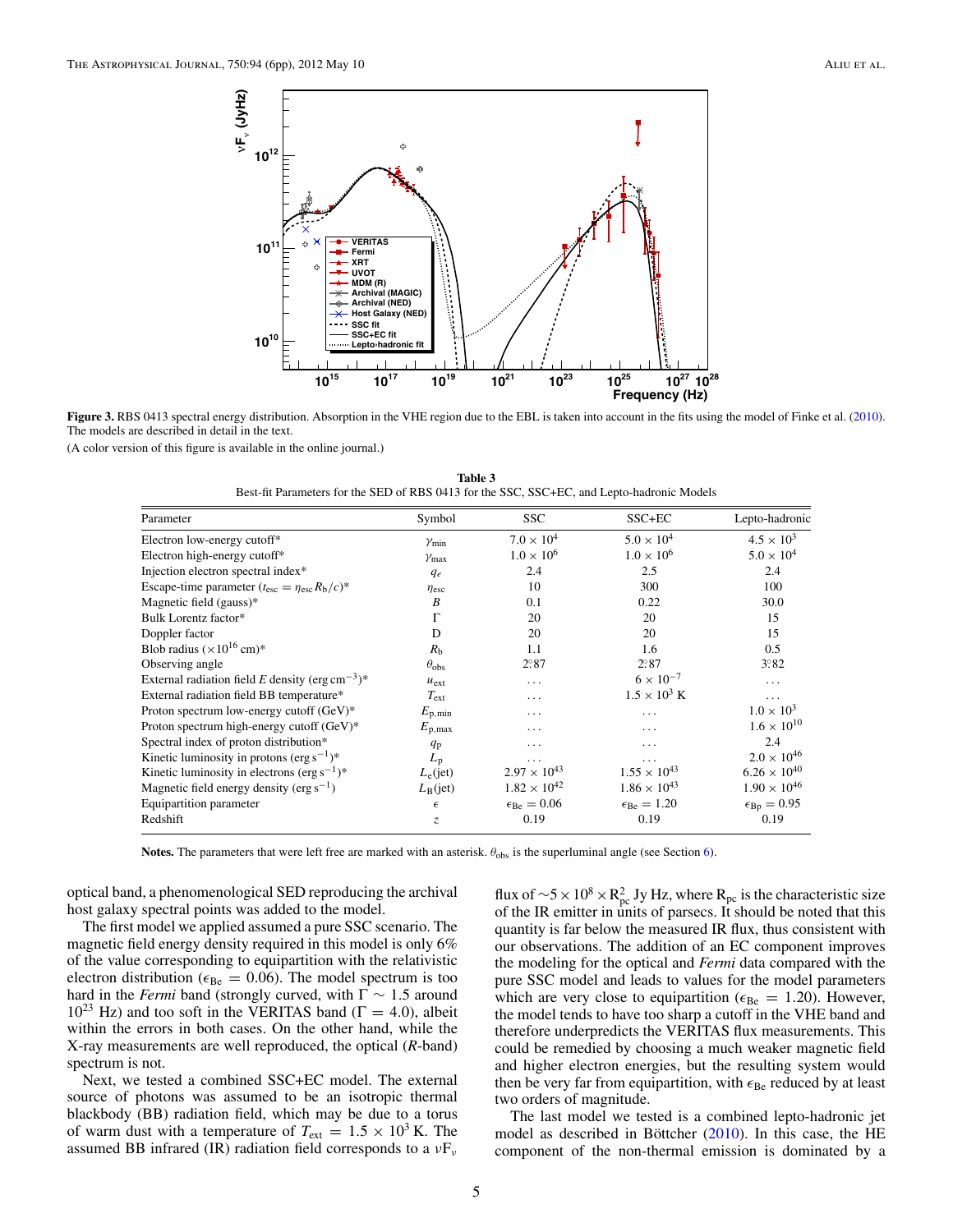**Figure 3.** RBS 0413 spectral energy distribution. Absorption in the VHE region due to the EBL is taken into account in the fits using the model of Finke et al. (2010). The models are described in detail in the text.

(A color version of this figure is available in the online journal.)

**Table 3**
Best-fit Parameters for the SED of RBS 0413 for the SSC, SSC+EC, and Lepto-hadronic Models

| Parameter | Symbol | SSC | SSC+EC | Lepto-hadronic |
|---|---|---|---|---|
| Electron low-energy cutoff* | $\gamma_{\min}$ | $7.0 \times 10^4$ | $5.0 \times 10^4$ | $4.5 \times 10^3$ |
| Electron high-energy cutoff* | $\gamma_{\max}$ | $1.0 \times 10^6$ | $1.0 \times 10^6$ | $5.0 \times 10^4$ |
| Injection electron spectral index* | $q_e$ | 2.4 | 2.5 | 2.4 |
| Escape-time parameter ($t_{\rm esc} = \eta_{\rm esc} R_{\rm b}/c$)* | $\eta_{\rm esc}$ | 10 | 300 | 100 |
| Magnetic field (gauss)* | $B$ | 0.1 | 0.22 | 30.0 |
| Bulk Lorentz factor* | $\Gamma$ | 20 | 20 | 15 |
| Doppler factor | D | 20 | 20 | 15 |
| Blob radius ($\times 10^{16}$ cm)* | $R_{\rm b}$ | 1.1 | 1.6 | 0.5 |
| Observing angle | $\theta_{\rm obs}$ | $2^\circ\!.87$ | $2^\circ\!.87$ | $3^\circ\!.82$ |
| External radiation field $E$ density (erg cm$^{-3}$)* | $u_{\rm ext}$ | ... | $6 \times 10^{-7}$ | ... |
| External radiation field BB temperature* | $T_{\rm ext}$ | ... | $1.5 \times 10^3$ K | ... |
| Proton spectrum low-energy cutoff (GeV)* | $E_{\rm p,min}$ | ... | ... | $1.0 \times 10^3$ |
| Proton spectrum high-energy cutoff (GeV)* | $E_{\rm p,max}$ | ... | ... | $1.6 \times 10^{10}$ |
| Spectral index of proton distribution* | $q_{\rm p}$ | ... | ... | 2.4 |
| Kinetic luminosity in protons (erg s$^{-1}$)* | $L_{\rm p}$ | ... | ... | $2.0 \times 10^{46}$ |
| Kinetic luminosity in electrons (erg s$^{-1}$)* | $L_{\rm e}$(jet) | $2.97 \times 10^{43}$ | $1.55 \times 10^{43}$ | $6.26 \times 10^{40}$ |
| Magnetic field energy density (erg s$^{-1}$) | $L_{\rm B}$(jet) | $1.82 \times 10^{42}$ | $1.86 \times 10^{43}$ | $1.90 \times 10^{46}$ |
| Equipartition parameter | $\epsilon$ | $\epsilon_{\rm Be} = 0.06$ | $\epsilon_{\rm Be} = 1.20$ | $\epsilon_{\rm Bp} = 0.95$ |
| Redshift | $z$ | 0.19 | 0.19 | 0.19 |

**Notes.** The parameters that were left free are marked with an asterisk. $\theta_{\rm obs}$ is the superluminal angle (see Section 6).

optical band, a phenomenological SED reproducing the archival host galaxy spectral points was added to the model.

The first model we applied assumed a pure SSC scenario. The magnetic field energy density required in this model is only 6% of the value corresponding to equipartition with the relativistic electron distribution ($\epsilon_{\rm Be} = 0.06$). The model spectrum is too hard in the *Fermi* band (strongly curved, with $\Gamma \sim 1.5$ around $10^{23}$ Hz) and too soft in the VERITAS band ($\Gamma = 4.0$), albeit within the errors in both cases. On the other hand, while the X-ray measurements are well reproduced, the optical (*R*-band) spectrum is not.

Next, we tested a combined SSC+EC model. The external source of photons was assumed to be an isotropic thermal blackbody (BB) radiation field, which may be due to a torus of warm dust with a temperature of $T_{\rm ext} = 1.5 \times 10^3$ K. The assumed BB infrared (IR) radiation field corresponds to a $\nu F_\nu$ flux of $\sim 5 \times 10^8 \times R_{\rm pc}^2$ Jy Hz, where $R_{\rm pc}$ is the characteristic size of the IR emitter in units of parsecs. It should be noted that this quantity is far below the measured IR flux, thus consistent with our observations. The addition of an EC component improves the modeling for the optical and *Fermi* data compared with the pure SSC model and leads to values for the model parameters which are very close to equipartition ($\epsilon_{\rm Be} = 1.20$). However, the model tends to have too sharp a cutoff in the VHE band and therefore underpredicts the VERITAS flux measurements. This could be remedied by choosing a much weaker magnetic field and higher electron energies, but the resulting system would then be very far from equipartition, with $\epsilon_{\rm Be}$ reduced by at least two orders of magnitude.

The last model we tested is a combined lepto-hadronic jet model as described in Böttcher (2010). In this case, the HE component of the non-thermal emission is dominated by a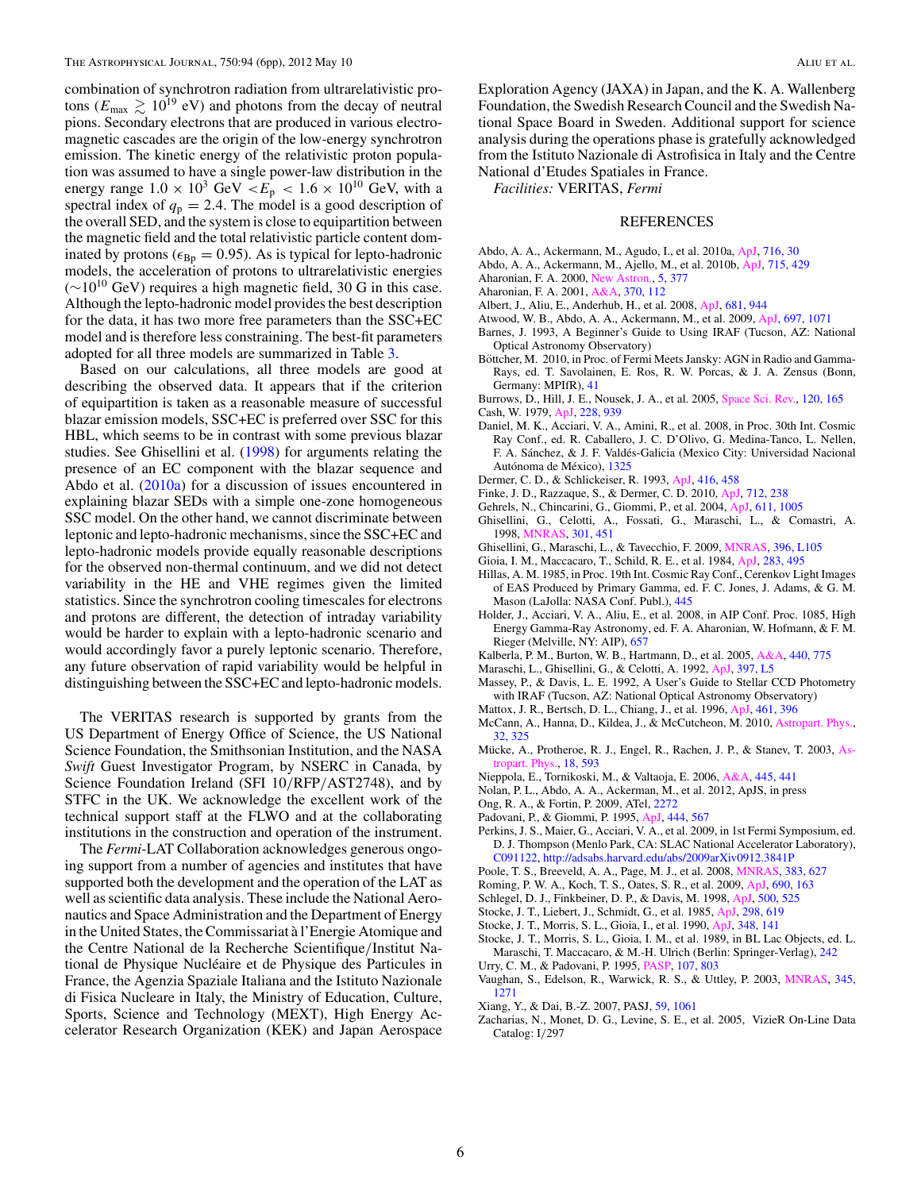combination of synchrotron radiation from ultrarelativistic protons ($E_{\rm max} \gtrsim 10^{19}$ eV) and photons from the decay of neutral pions. Secondary electrons that are produced in various electromagnetic cascades are the origin of the low-energy synchrotron emission. The kinetic energy of the relativistic proton population was assumed to have a single power-law distribution in the energy range $1.0 \times 10^3$ GeV $< E_{\rm p} < 1.6 \times 10^{10}$ GeV, with a spectral index of $q_{\rm p} = 2.4$. The model is a good description of the overall SED, and the system is close to equipartition between the magnetic field and the total relativistic particle content dominated by protons ($\epsilon_{\rm Bp} = 0.95$). As is typical for lepto-hadronic models, the acceleration of protons to ultrarelativistic energies ($\sim 10^{10}$ GeV) requires a high magnetic field, 30 G in this case. Although the lepto-hadronic model provides the best description for the data, it has two more free parameters than the SSC+EC model and is therefore less constraining. The best-fit parameters adopted for all three models are summarized in Table 3.

Based on our calculations, all three models are good at describing the observed data. It appears that if the criterion of equipartition is taken as a reasonable measure of successful blazar emission models, SSC+EC is preferred over SSC for this HBL, which seems to be in contrast with some previous blazar studies. See Ghisellini et al. (1998) for arguments relating the presence of an EC component with the blazar sequence and Abdo et al. (2010a) for a discussion of issues encountered in explaining blazar SEDs with a simple one-zone homogeneous SSC model. On the other hand, we cannot discriminate between leptonic and lepto-hadronic mechanisms, since the SSC+EC and lepto-hadronic models provide equally reasonable descriptions for the observed non-thermal continuum, and we did not detect variability in the HE and VHE regimes given the limited statistics. Since the synchrotron cooling timescales for electrons and protons are different, the detection of intraday variability would be harder to explain with a lepto-hadronic scenario and would accordingly favor a purely leptonic scenario. Therefore, any future observation of rapid variability would be helpful in distinguishing between the SSC+EC and lepto-hadronic models.

The VERITAS research is supported by grants from the US Department of Energy Office of Science, the US National Science Foundation, the Smithsonian Institution, and the NASA *Swift* Guest Investigator Program, by NSERC in Canada, by Science Foundation Ireland (SFI 10/RFP/AST2748), and by STFC in the UK. We acknowledge the excellent work of the technical support staff at the FLWO and at the collaborating institutions in the construction and operation of the instrument.

The *Fermi*-LAT Collaboration acknowledges generous ongoing support from a number of agencies and institutes that have supported both the development and the operation of the LAT as well as scientific data analysis. These include the National Aeronautics and Space Administration and the Department of Energy in the United States, the Commissariat à l'Energie Atomique and the Centre National de la Recherche Scientifique/Institut National de Physique Nucléaire et de Physique des Particules in France, the Agenzia Spaziale Italiana and the Istituto Nazionale di Fisica Nucleare in Italy, the Ministry of Education, Culture, Sports, Science and Technology (MEXT), High Energy Accelerator Research Organization (KEK) and Japan Aerospace Exploration Agency (JAXA) in Japan, and the K. A. Wallenberg Foundation, the Swedish Research Council and the Swedish National Space Board in Sweden. Additional support for science analysis during the operations phase is gratefully acknowledged from the Istituto Nazionale di Astrofisica in Italy and the Centre National d'Etudes Spatiales in France.

*Facilities:* VERITAS, *Fermi*

## REFERENCES

Abdo, A. A., Ackermann, M., Agudo, I., et al. 2010a, ApJ, 716, 30
Abdo, A. A., Ackermann, M., Ajello, M., et al. 2010b, ApJ, 715, 429
Aharonian, F. A. 2000, New Astron., 5, 377
Aharonian, F. A. 2001, A&A, 370, 112
Albert, J., Aliu, E., Anderhub, H., et al. 2008, ApJ, 681, 944
Atwood, W. B., Abdo, A. A., Ackermann, M., et al. 2009, ApJ, 697, 1071
Barnes, J. 1993, A Beginner's Guide to Using IRAF (Tucson, AZ: National Optical Astronomy Observatory)
Böttcher, M. 2010, in Proc. of Fermi Meets Jansky: AGN in Radio and Gamma-Rays, ed. T. Savolainen, E. Ros, R. W. Porcas, & J. A. Zensus (Bonn, Germany: MPIfR), 41
Burrows, D., Hill, J. E., Nousek, J. A., et al. 2005, Space Sci. Rev., 120, 165
Cash, W. 1979, ApJ, 228, 939
Daniel, M. K., Acciari, V. A., Amini, R., et al. 2008, in Proc. 30th Int. Cosmic Ray Conf., ed. R. Caballero, J. C. D'Olivo, G. Medina-Tanco, L. Nellen, F. A. Sánchez, & J. F. Valdés-Galicia (Mexico City: Universidad Nacional Autónoma de México), 1325
Dermer, C. D., & Schlickeiser, R. 1993, ApJ, 416, 458
Finke, J. D., Razzaque, S., & Dermer, C. D. 2010, ApJ, 712, 238
Gehrels, N., Chincarini, G., Giommi, P., et al. 2004, ApJ, 611, 1005
Ghisellini, G., Celotti, A., Fossati, G., Maraschi, L., & Comastri, A. 1998, MNRAS, 301, 451
Ghisellini, G., Maraschi, L., & Tavecchio, F. 2009, MNRAS, 396, L105
Gioia, I. M., Maccacaro, T., Schild, R. E., et al. 1984, ApJ, 283, 495
Hillas, A. M. 1985, in Proc. 19th Int. Cosmic Ray Conf., Cerenkov Light Images of EAS Produced by Primary Gamma, ed. F. C. Jones, J. Adams, & G. M. Mason (LaJolla: NASA Conf. Publ.), 445
Holder, J., Acciari, V. A., Aliu, E., et al. 2008, in AIP Conf. Proc. 1085, High Energy Gamma-Ray Astronomy, ed. F. A. Aharonian, W. Hofmann, & F. M. Rieger (Melville, NY: AIP), 657
Kalberla, P. M., Burton, W. B., Hartmann, D., et al. 2005, A&A, 440, 775
Maraschi, L., Ghisellini, G., & Celotti, A. 1992, ApJ, 397, L5
Massey, P., & Davis, L. E. 1992, A User's Guide to Stellar CCD Photometry with IRAF (Tucson, AZ: National Optical Astronomy Observatory)
Mattox, J. R., Bertsch, D. L., Chiang, J., et al. 1996, ApJ, 461, 396
McCann, A., Hanna, D., Kildea, J., & McCutcheon, M. 2010, Astropart. Phys., 32, 325
Mücke, A., Protheroe, R. J., Engel, R., Rachen, J. P., & Stanev, T. 2003, Astropart. Phys., 18, 593
Nieppola, E., Tornikoski, M., & Valtaoja, E. 2006, A&A, 445, 441
Nolan, P. L., Abdo, A. A., Ackerman, M., et al. 2012, ApJS, in press
Ong, R. A., & Fortin, P. 2009, ATel, 2272
Padovani, P., & Giommi, P. 1995, ApJ, 444, 567
Perkins, J. S., Maier, G., Acciari, V. A., et al. 2009, in 1st Fermi Symposium, ed. D. J. Thompson (Menlo Park, CA: SLAC National Accelerator Laboratory), C091122, http://adsabs.harvard.edu/abs/2009arXiv0912.3841P
Poole, T. S., Breeveld, A. A., Page, M. J., et al. 2008, MNRAS, 383, 627
Roming, P. W. A., Koch, T. S., Oates, S. R., et al. 2009, ApJ, 690, 163
Schlegel, D. J., Finkbeiner, D. P., & Davis, M. 1998, ApJ, 500, 525
Stocke, J. T., Liebert, J., Schmidt, G., et al. 1985, ApJ, 298, 619
Stocke, J. T., Morris, S. L., Gioia, I., et al. 1990, ApJ, 348, 141
Stocke, J. T., Morris, S. L., Gioia, I. M., et al. 1989, in BL Lac Objects, ed. L. Maraschi, T. Maccacaro, & M.-H. Ulrich (Berlin: Springer-Verlag), 242
Urry, C. M., & Padovani, P. 1995, PASP, 107, 803
Vaughan, S., Edelson, R., Warwick, R. S., & Uttley, P. 2003, MNRAS, 345, 1271
Xiang, Y., & Dai, B.-Z. 2007, PASJ, 59, 1061
Zacharias, N., Monet, D. G., Levine, S. E., et al. 2005, VizieR On-Line Data Catalog: I/297